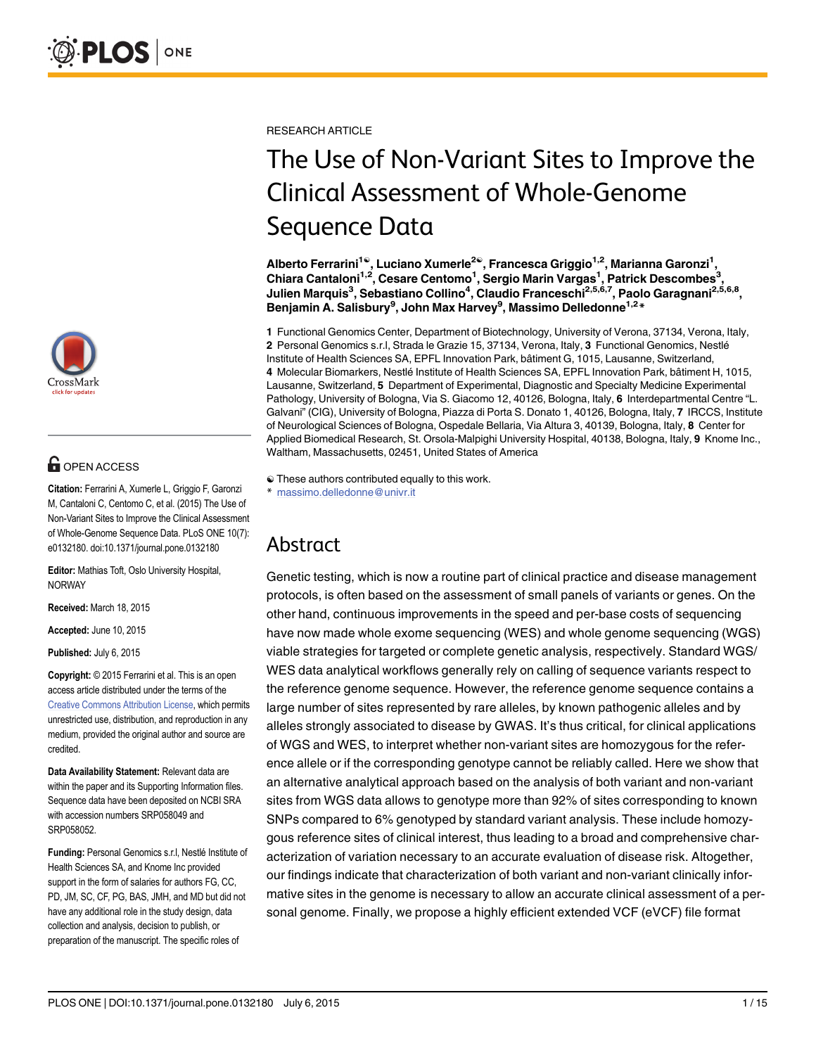RESEARCH ARTICLE

# The Use of Non-Variant Sites to Improve the Clinical Assessment of Whole-Genome Sequence Data

**Alberto Ferrarini[1☯], Luciano Xumerle[2☯], Francesca Griggio[1,2], Marianna Garonzi[1], Chiara Cantaloni[1,2], Cesare Centomo[1], Sergio Marin Vargas[1], Patrick Descombes[3], Julien Marquis[3], Sebastiano Collino[4], Claudio Franceschi[2,5,6,7], Paolo Garagnani[2,5,6,8], Benjamin A. Salisbury[9], John Max Harvey[9], Massimo Delledonne[1,2]***

**1** Functional Genomics Center, Department of Biotechnology, University of Verona, 37134, Verona, Italy, **2** Personal Genomics s.r.l, Strada le Grazie 15, 37134, Verona, Italy, **3** Functional Genomics, Nestlé Institute of Health Sciences SA, EPFL Innovation Park, bâtiment G, 1015, Lausanne, Switzerland, **4** Molecular Biomarkers, Nestlé Institute of Health Sciences SA, EPFL Innovation Park, bâtiment H, 1015, Lausanne, Switzerland, **5** Department of Experimental, Diagnostic and Specialty Medicine Experimental Pathology, University of Bologna, Via S. Giacomo 12, 40126, Bologna, Italy, **6** Interdepartmental Centre "L. Galvani" (CIG), University of Bologna, Piazza di Porta S. Donato 1, 40126, Bologna, Italy, **7** IRCCS, Institute of Neurological Sciences of Bologna, Ospedale Bellaria, Via Altura 3, 40139, Bologna, Italy, **8** Center for Applied Biomedical Research, St. Orsola-Malpighi University Hospital, 40138, Bologna, Italy, **9** Knome Inc., Waltham, Massachusetts, 02451, United States of America

☯ These authors contributed equally to this work.
* massimo.delledonne@univr.it

OPEN ACCESS

**Citation:** Ferrarini A, Xumerle L, Griggio F, Garonzi M, Cantaloni C, Centomo C, et al. (2015) The Use of Non-Variant Sites to Improve the Clinical Assessment of Whole-Genome Sequence Data. PLoS ONE 10(7): e0132180. doi:10.1371/journal.pone.0132180

**Editor:** Mathias Toft, Oslo University Hospital, NORWAY

**Received:** March 18, 2015

**Accepted:** June 10, 2015

**Published:** July 6, 2015

**Copyright:** © 2015 Ferrarini et al. This is an open access article distributed under the terms of the Creative Commons Attribution License, which permits unrestricted use, distribution, and reproduction in any medium, provided the original author and source are credited.

**Data Availability Statement:** Relevant data are within the paper and its Supporting Information files. Sequence data have been deposited on NCBI SRA with accession numbers SRP058049 and SRP058052.

**Funding:** Personal Genomics s.r.l, Nestlé Institute of Health Sciences SA, and Knome Inc provided support in the form of salaries for authors FG, CC, PD, JM, SC, CF, PG, BAS, JMH, and MD but did not have any additional role in the study design, data collection and analysis, decision to publish, or preparation of the manuscript. The specific roles of

## Abstract

Genetic testing, which is now a routine part of clinical practice and disease management protocols, is often based on the assessment of small panels of variants or genes. On the other hand, continuous improvements in the speed and per-base costs of sequencing have now made whole exome sequencing (WES) and whole genome sequencing (WGS) viable strategies for targeted or complete genetic analysis, respectively. Standard WGS/WES data analytical workflows generally rely on calling of sequence variants respect to the reference genome sequence. However, the reference genome sequence contains a large number of sites represented by rare alleles, by known pathogenic alleles and by alleles strongly associated to disease by GWAS. It's thus critical, for clinical applications of WGS and WES, to interpret whether non-variant sites are homozygous for the reference allele or if the corresponding genotype cannot be reliably called. Here we show that an alternative analytical approach based on the analysis of both variant and non-variant sites from WGS data allows to genotype more than 92% of sites corresponding to known SNPs compared to 6% genotyped by standard variant analysis. These include homozygous reference sites of clinical interest, thus leading to a broad and comprehensive characterization of variation necessary to an accurate evaluation of disease risk. Altogether, our findings indicate that characterization of both variant and non-variant clinically informative sites in the genome is necessary to allow an accurate clinical assessment of a personal genome. Finally, we propose a highly efficient extended VCF (eVCF) file format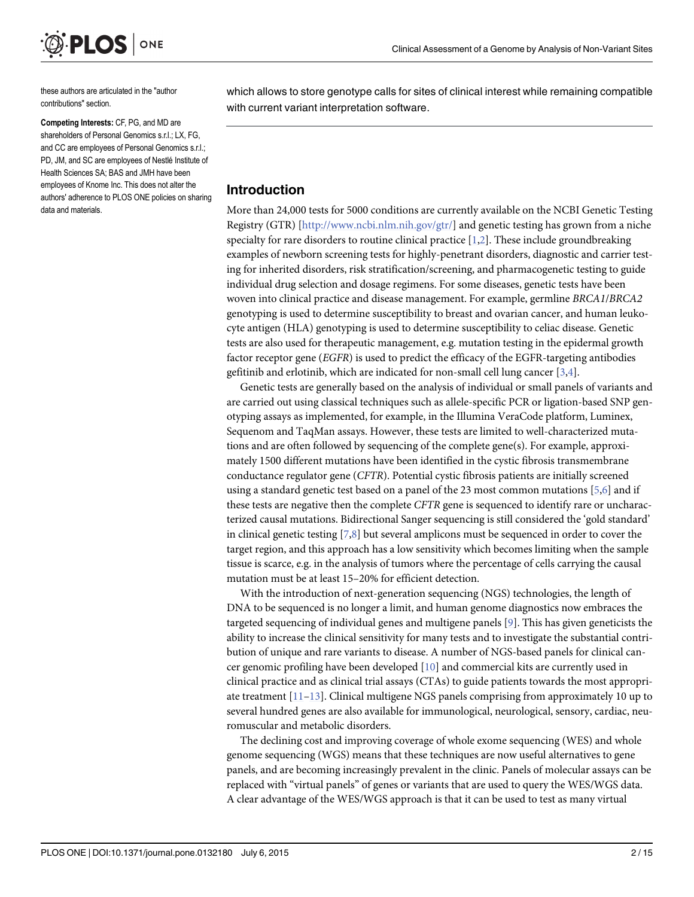these authors are articulated in the "author contributions" section.

**Competing Interests:** CF, PG, and MD are shareholders of Personal Genomics s.r.l.; LX, FG, and CC are employees of Personal Genomics s.r.l.; PD, JM, and SC are employees of Nestlé Institute of Health Sciences SA; BAS and JMH have been employees of Knome Inc. This does not alter the authors' adherence to PLOS ONE policies on sharing data and materials.

which allows to store genotype calls for sites of clinical interest while remaining compatible with current variant interpretation software.

## Introduction

More than 24,000 tests for 5000 conditions are currently available on the NCBI Genetic Testing Registry (GTR) [http://www.ncbi.nlm.nih.gov/gtr/] and genetic testing has grown from a niche specialty for rare disorders to routine clinical practice [1,2]. These include groundbreaking examples of newborn screening tests for highly-penetrant disorders, diagnostic and carrier testing for inherited disorders, risk stratification/screening, and pharmacogenetic testing to guide individual drug selection and dosage regimens. For some diseases, genetic tests have been woven into clinical practice and disease management. For example, germline *BRCA1*/*BRCA2* genotyping is used to determine susceptibility to breast and ovarian cancer, and human leukocyte antigen (HLA) genotyping is used to determine susceptibility to celiac disease. Genetic tests are also used for therapeutic management, e.g. mutation testing in the epidermal growth factor receptor gene (*EGFR*) is used to predict the efficacy of the EGFR-targeting antibodies gefitinib and erlotinib, which are indicated for non-small cell lung cancer [3,4].

Genetic tests are generally based on the analysis of individual or small panels of variants and are carried out using classical techniques such as allele-specific PCR or ligation-based SNP genotyping assays as implemented, for example, in the Illumina VeraCode platform, Luminex, Sequenom and TaqMan assays. However, these tests are limited to well-characterized mutations and are often followed by sequencing of the complete gene(s). For example, approximately 1500 different mutations have been identified in the cystic fibrosis transmembrane conductance regulator gene (*CFTR*). Potential cystic fibrosis patients are initially screened using a standard genetic test based on a panel of the 23 most common mutations [5,6] and if these tests are negative then the complete *CFTR* gene is sequenced to identify rare or uncharacterized causal mutations. Bidirectional Sanger sequencing is still considered the 'gold standard' in clinical genetic testing [7,8] but several amplicons must be sequenced in order to cover the target region, and this approach has a low sensitivity which becomes limiting when the sample tissue is scarce, e.g. in the analysis of tumors where the percentage of cells carrying the causal mutation must be at least 15–20% for efficient detection.

With the introduction of next-generation sequencing (NGS) technologies, the length of DNA to be sequenced is no longer a limit, and human genome diagnostics now embraces the targeted sequencing of individual genes and multigene panels [9]. This has given geneticists the ability to increase the clinical sensitivity for many tests and to investigate the substantial contribution of unique and rare variants to disease. A number of NGS-based panels for clinical cancer genomic profiling have been developed [10] and commercial kits are currently used in clinical practice and as clinical trial assays (CTAs) to guide patients towards the most appropriate treatment [11–13]. Clinical multigene NGS panels comprising from approximately 10 up to several hundred genes are also available for immunological, neurological, sensory, cardiac, neuromuscular and metabolic disorders.

The declining cost and improving coverage of whole exome sequencing (WES) and whole genome sequencing (WGS) means that these techniques are now useful alternatives to gene panels, and are becoming increasingly prevalent in the clinic. Panels of molecular assays can be replaced with "virtual panels" of genes or variants that are used to query the WES/WGS data. A clear advantage of the WES/WGS approach is that it can be used to test as many virtual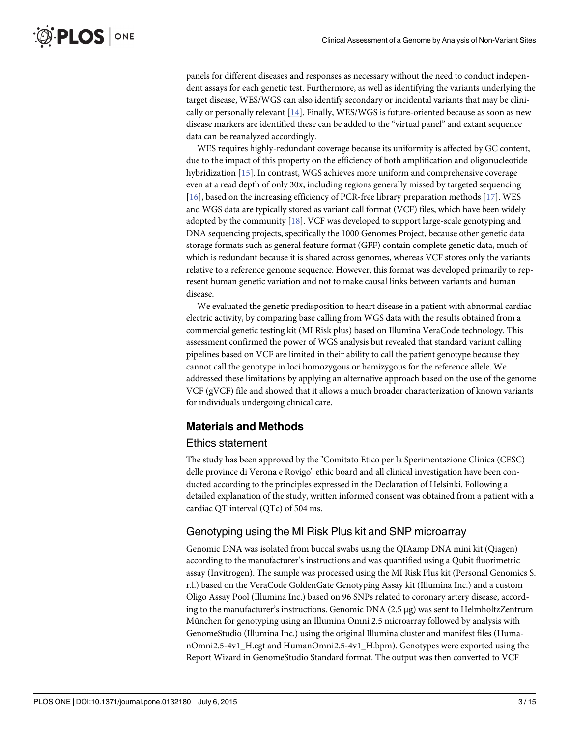panels for different diseases and responses as necessary without the need to conduct independent assays for each genetic test. Furthermore, as well as identifying the variants underlying the target disease, WES/WGS can also identify secondary or incidental variants that may be clinically or personally relevant [14]. Finally, WES/WGS is future-oriented because as soon as new disease markers are identified these can be added to the "virtual panel" and extant sequence data can be reanalyzed accordingly.

WES requires highly-redundant coverage because its uniformity is affected by GC content, due to the impact of this property on the efficiency of both amplification and oligonucleotide hybridization [15]. In contrast, WGS achieves more uniform and comprehensive coverage even at a read depth of only 30x, including regions generally missed by targeted sequencing [16], based on the increasing efficiency of PCR-free library preparation methods [17]. WES and WGS data are typically stored as variant call format (VCF) files, which have been widely adopted by the community [18]. VCF was developed to support large-scale genotyping and DNA sequencing projects, specifically the 1000 Genomes Project, because other genetic data storage formats such as general feature format (GFF) contain complete genetic data, much of which is redundant because it is shared across genomes, whereas VCF stores only the variants relative to a reference genome sequence. However, this format was developed primarily to represent human genetic variation and not to make causal links between variants and human disease.

We evaluated the genetic predisposition to heart disease in a patient with abnormal cardiac electric activity, by comparing base calling from WGS data with the results obtained from a commercial genetic testing kit (MI Risk plus) based on Illumina VeraCode technology. This assessment confirmed the power of WGS analysis but revealed that standard variant calling pipelines based on VCF are limited in their ability to call the patient genotype because they cannot call the genotype in loci homozygous or hemizygous for the reference allele. We addressed these limitations by applying an alternative approach based on the use of the genome VCF (gVCF) file and showed that it allows a much broader characterization of known variants for individuals undergoing clinical care.

## Materials and Methods

### Ethics statement

The study has been approved by the "Comitato Etico per la Sperimentazione Clinica (CESC) delle province di Verona e Rovigo" ethic board and all clinical investigation have been conducted according to the principles expressed in the Declaration of Helsinki. Following a detailed explanation of the study, written informed consent was obtained from a patient with a cardiac QT interval (QTc) of 504 ms.

### Genotyping using the MI Risk Plus kit and SNP microarray

Genomic DNA was isolated from buccal swabs using the QIAamp DNA mini kit (Qiagen) according to the manufacturer's instructions and was quantified using a Qubit fluorimetric assay (Invitrogen). The sample was processed using the MI Risk Plus kit (Personal Genomics S.r.l.) based on the VeraCode GoldenGate Genotyping Assay kit (Illumina Inc.) and a custom Oligo Assay Pool (Illumina Inc.) based on 96 SNPs related to coronary artery disease, according to the manufacturer's instructions. Genomic DNA (2.5 μg) was sent to HelmholtzZentrum München for genotyping using an Illumina Omni 2.5 microarray followed by analysis with GenomeStudio (Illumina Inc.) using the original Illumina cluster and manifest files (HumanOmni2.5-4v1_H.egt and HumanOmni2.5-4v1_H.bpm). Genotypes were exported using the Report Wizard in GenomeStudio Standard format. The output was then converted to VCF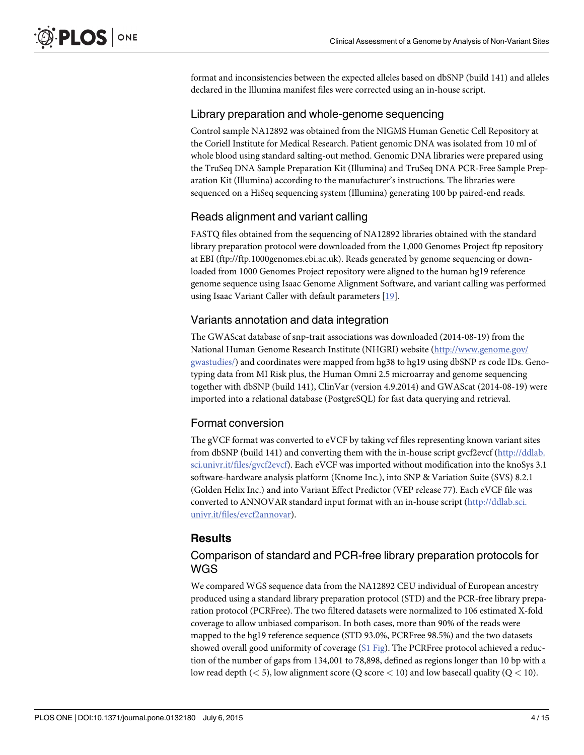format and inconsistencies between the expected alleles based on dbSNP (build 141) and alleles declared in the Illumina manifest files were corrected using an in-house script.

### Library preparation and whole-genome sequencing

Control sample NA12892 was obtained from the NIGMS Human Genetic Cell Repository at the Coriell Institute for Medical Research. Patient genomic DNA was isolated from 10 ml of whole blood using standard salting-out method. Genomic DNA libraries were prepared using the TruSeq DNA Sample Preparation Kit (Illumina) and TruSeq DNA PCR-Free Sample Preparation Kit (Illumina) according to the manufacturer's instructions. The libraries were sequenced on a HiSeq sequencing system (Illumina) generating 100 bp paired-end reads.

### Reads alignment and variant calling

FASTQ files obtained from the sequencing of NA12892 libraries obtained with the standard library preparation protocol were downloaded from the 1,000 Genomes Project ftp repository at EBI (ftp://ftp.1000genomes.ebi.ac.uk). Reads generated by genome sequencing or downloaded from 1000 Genomes Project repository were aligned to the human hg19 reference genome sequence using Isaac Genome Alignment Software, and variant calling was performed using Isaac Variant Caller with default parameters [19].

### Variants annotation and data integration

The GWAScat database of snp-trait associations was downloaded (2014-08-19) from the National Human Genome Research Institute (NHGRI) website (http://www.genome.gov/gwastudies/) and coordinates were mapped from hg38 to hg19 using dbSNP rs code IDs. Genotyping data from MI Risk plus, the Human Omni 2.5 microarray and genome sequencing together with dbSNP (build 141), ClinVar (version 4.9.2014) and GWAScat (2014-08-19) were imported into a relational database (PostgreSQL) for fast data querying and retrieval.

### Format conversion

The gVCF format was converted to eVCF by taking vcf files representing known variant sites from dbSNP (build 141) and converting them with the in-house script gvcf2evcf (http://ddlab.sci.univr.it/files/gvcf2evcf). Each eVCF was imported without modification into the knoSys 3.1 software-hardware analysis platform (Knome Inc.), into SNP & Variation Suite (SVS) 8.2.1 (Golden Helix Inc.) and into Variant Effect Predictor (VEP release 77). Each eVCF file was converted to ANNOVAR standard input format with an in-house script (http://ddlab.sci.univr.it/files/evcf2annovar).

## Results

### Comparison of standard and PCR-free library preparation protocols for WGS

We compared WGS sequence data from the NA12892 CEU individual of European ancestry produced using a standard library preparation protocol (STD) and the PCR-free library preparation protocol (PCRFree). The two filtered datasets were normalized to 106 estimated X-fold coverage to allow unbiased comparison. In both cases, more than 90% of the reads were mapped to the hg19 reference sequence (STD 93.0%, PCRFree 98.5%) and the two datasets showed overall good uniformity of coverage (S1 Fig). The PCRFree protocol achieved a reduction of the number of gaps from 134,001 to 78,898, defined as regions longer than 10 bp with a low read depth ($< 5$), low alignment score (Q score $< 10$) and low basecall quality ($Q < 10$).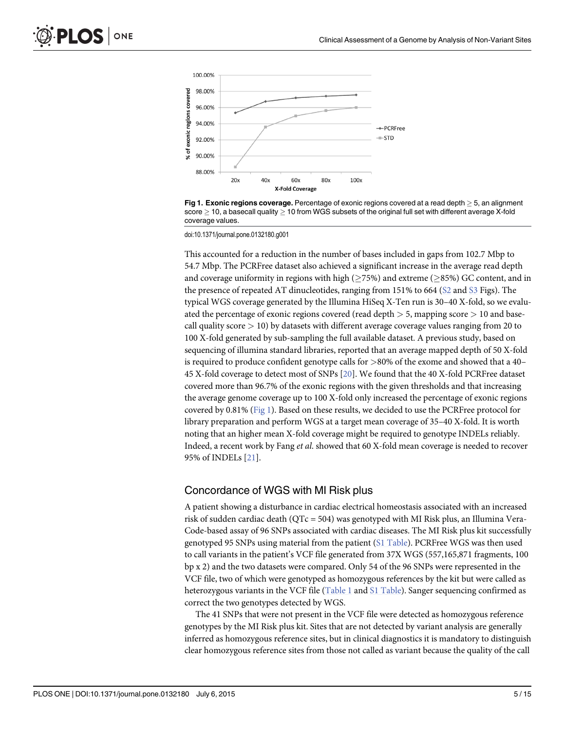**Fig 1. Exonic regions coverage.** Percentage of exonic regions covered at a read depth ≥ 5, an alignment score ≥ 10, a basecall quality ≥ 10 from WGS subsets of the original full set with different average X-fold coverage values.

doi:10.1371/journal.pone.0132180.g001

This accounted for a reduction in the number of bases included in gaps from 102.7 Mbp to 54.7 Mbp. The PCRFree dataset also achieved a significant increase in the average read depth and coverage uniformity in regions with high (≥75%) and extreme (≥85%) GC content, and in the presence of repeated AT dinucleotides, ranging from 151% to 664 (S2 and S3 Figs). The typical WGS coverage generated by the Illumina HiSeq X-Ten run is 30–40 X-fold, so we evaluated the percentage of exonic regions covered (read depth > 5, mapping score > 10 and basecall quality score > 10) by datasets with different average coverage values ranging from 20 to 100 X-fold generated by sub-sampling the full available dataset. A previous study, based on sequencing of illumina standard libraries, reported that an average mapped depth of 50 X-fold is required to produce confident genotype calls for >80% of the exome and showed that a 40–45 X-fold coverage to detect most of SNPs [20]. We found that the 40 X-fold PCRFree dataset covered more than 96.7% of the exonic regions with the given thresholds and that increasing the average genome coverage up to 100 X-fold only increased the percentage of exonic regions covered by 0.81% (Fig 1). Based on these results, we decided to use the PCRFree protocol for library preparation and perform WGS at a target mean coverage of 35–40 X-fold. It is worth noting that an higher mean X-fold coverage might be required to genotype INDELs reliably. Indeed, a recent work by Fang *et al*. showed that 60 X-fold mean coverage is needed to recover 95% of INDELs [21].

## Concordance of WGS with MI Risk plus

A patient showing a disturbance in cardiac electrical homeostasis associated with an increased risk of sudden cardiac death (QTc = 504) was genotyped with MI Risk plus, an Illumina VeraCode-based assay of 96 SNPs associated with cardiac diseases. The MI Risk plus kit successfully genotyped 95 SNPs using material from the patient (S1 Table). PCRFree WGS was then used to call variants in the patient's VCF file generated from 37X WGS (557,165,871 fragments, 100 bp x 2) and the two datasets were compared. Only 54 of the 96 SNPs were represented in the VCF file, two of which were genotyped as homozygous references by the kit but were called as heterozygous variants in the VCF file (Table 1 and S1 Table). Sanger sequencing confirmed as correct the two genotypes detected by WGS.

The 41 SNPs that were not present in the VCF file were detected as homozygous reference genotypes by the MI Risk plus kit. Sites that are not detected by variant analysis are generally inferred as homozygous reference sites, but in clinical diagnostics it is mandatory to distinguish clear homozygous reference sites from those not called as variant because the quality of the call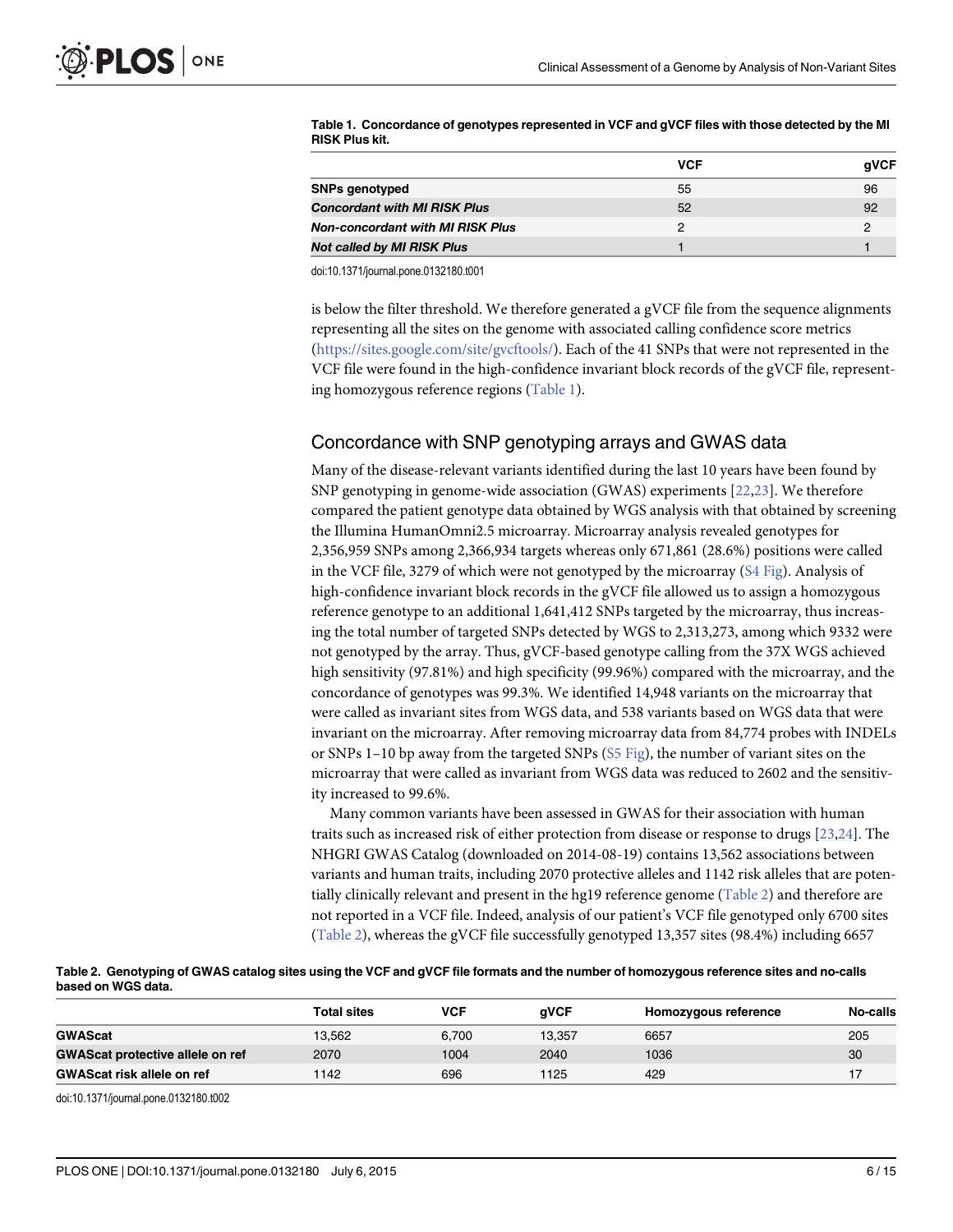**Table 1. Concordance of genotypes represented in VCF and gVCF files with those detected by the MI RISK Plus kit.**

| | VCF | gVCF |
|---|---|---|
| **SNPs genotyped** | 55 | 96 |
| ***Concordant with MI RISK Plus*** | 52 | 92 |
| ***Non-concordant with MI RISK Plus*** | 2 | 2 |
| ***Not called by MI RISK Plus*** | 1 | 1 |

doi:10.1371/journal.pone.0132180.t001

is below the filter threshold. We therefore generated a gVCF file from the sequence alignments representing all the sites on the genome with associated calling confidence score metrics (https://sites.google.com/site/gvcftools/). Each of the 41 SNPs that were not represented in the VCF file were found in the high-confidence invariant block records of the gVCF file, representing homozygous reference regions (Table 1).

## Concordance with SNP genotyping arrays and GWAS data

Many of the disease-relevant variants identified during the last 10 years have been found by SNP genotyping in genome-wide association (GWAS) experiments [22,23]. We therefore compared the patient genotype data obtained by WGS analysis with that obtained by screening the Illumina HumanOmni2.5 microarray. Microarray analysis revealed genotypes for 2,356,959 SNPs among 2,366,934 targets whereas only 671,861 (28.6%) positions were called in the VCF file, 3279 of which were not genotyped by the microarray (S4 Fig). Analysis of high-confidence invariant block records in the gVCF file allowed us to assign a homozygous reference genotype to an additional 1,641,412 SNPs targeted by the microarray, thus increasing the total number of targeted SNPs detected by WGS to 2,313,273, among which 9332 were not genotyped by the array. Thus, gVCF-based genotype calling from the 37X WGS achieved high sensitivity (97.81%) and high specificity (99.96%) compared with the microarray, and the concordance of genotypes was 99.3%. We identified 14,948 variants on the microarray that were called as invariant sites from WGS data, and 538 variants based on WGS data that were invariant on the microarray. After removing microarray data from 84,774 probes with INDELs or SNPs 1–10 bp away from the targeted SNPs (S5 Fig), the number of variant sites on the microarray that were called as invariant from WGS data was reduced to 2602 and the sensitivity increased to 99.6%.

Many common variants have been assessed in GWAS for their association with human traits such as increased risk of either protection from disease or response to drugs [23,24]. The NHGRI GWAS Catalog (downloaded on 2014-08-19) contains 13,562 associations between variants and human traits, including 2070 protective alleles and 1142 risk alleles that are potentially clinically relevant and present in the hg19 reference genome (Table 2) and therefore are not reported in a VCF file. Indeed, analysis of our patient's VCF file genotyped only 6700 sites (Table 2), whereas the gVCF file successfully genotyped 13,357 sites (98.4%) including 6657

**Table 2. Genotyping of GWAS catalog sites using the VCF and gVCF file formats and the number of homozygous reference sites and no-calls based on WGS data.**

| | Total sites | VCF | gVCF | Homozygous reference | No-calls |
|---|---|---|---|---|---|
| **GWAScat** | 13,562 | 6,700 | 13,357 | 6657 | 205 |
| **GWAScat protective allele on ref** | 2070 | 1004 | 2040 | 1036 | 30 |
| **GWAScat risk allele on ref** | 1142 | 696 | 1125 | 429 | 17 |

doi:10.1371/journal.pone.0132180.t002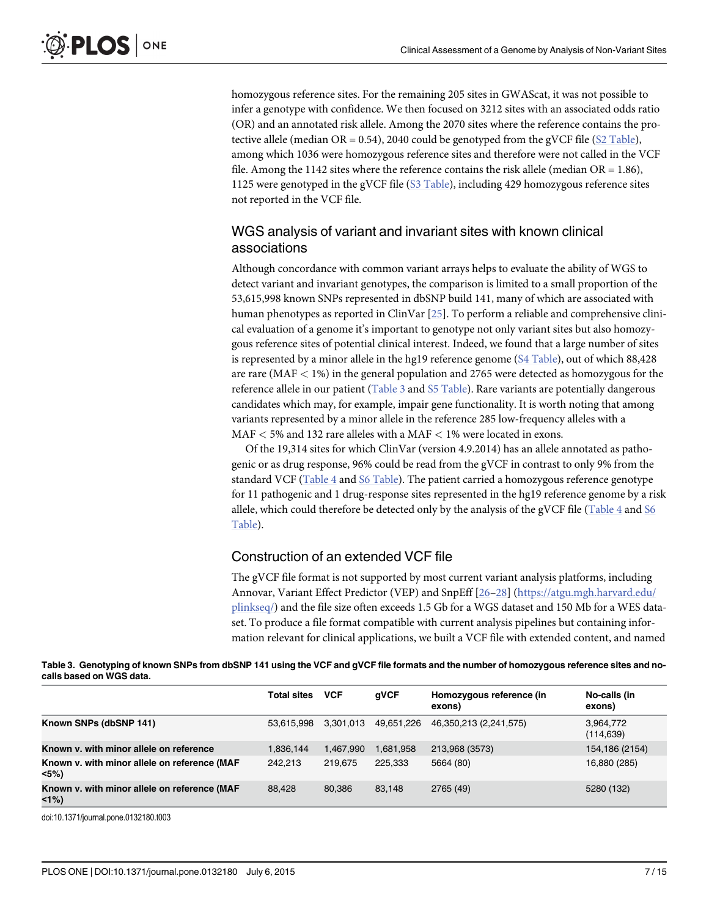homozygous reference sites. For the remaining 205 sites in GWAScat, it was not possible to infer a genotype with confidence. We then focused on 3212 sites with an associated odds ratio (OR) and an annotated risk allele. Among the 2070 sites where the reference contains the protective allele (median OR = 0.54), 2040 could be genotyped from the gVCF file (S2 Table), among which 1036 were homozygous reference sites and therefore were not called in the VCF file. Among the 1142 sites where the reference contains the risk allele (median OR = 1.86), 1125 were genotyped in the gVCF file (S3 Table), including 429 homozygous reference sites not reported in the VCF file.

## WGS analysis of variant and invariant sites with known clinical associations

Although concordance with common variant arrays helps to evaluate the ability of WGS to detect variant and invariant genotypes, the comparison is limited to a small proportion of the 53,615,998 known SNPs represented in dbSNP build 141, many of which are associated with human phenotypes as reported in ClinVar [25]. To perform a reliable and comprehensive clinical evaluation of a genome it's important to genotype not only variant sites but also homozygous reference sites of potential clinical interest. Indeed, we found that a large number of sites is represented by a minor allele in the hg19 reference genome (S4 Table), out of which 88,428 are rare (MAF < 1%) in the general population and 2765 were detected as homozygous for the reference allele in our patient (Table 3 and S5 Table). Rare variants are potentially dangerous candidates which may, for example, impair gene functionality. It is worth noting that among variants represented by a minor allele in the reference 285 low-frequency alleles with a MAF < 5% and 132 rare alleles with a MAF < 1% were located in exons.

Of the 19,314 sites for which ClinVar (version 4.9.2014) has an allele annotated as pathogenic or as drug response, 96% could be read from the gVCF in contrast to only 9% from the standard VCF (Table 4 and S6 Table). The patient carried a homozygous reference genotype for 11 pathogenic and 1 drug-response sites represented in the hg19 reference genome by a risk allele, which could therefore be detected only by the analysis of the gVCF file (Table 4 and S6 Table).

## Construction of an extended VCF file

The gVCF file format is not supported by most current variant analysis platforms, including Annovar, Variant Effect Predictor (VEP) and SnpEff [26–28] (https://atgu.mgh.harvard.edu/plinkseq/) and the file size often exceeds 1.5 Gb for a WGS dataset and 150 Mb for a WES dataset. To produce a file format compatible with current analysis pipelines but containing information relevant for clinical applications, we built a VCF file with extended content, and named

**Table 3. Genotyping of known SNPs from dbSNP 141 using the VCF and gVCF file formats and the number of homozygous reference sites and no-calls based on WGS data.**

| | Total sites | VCF | gVCF | Homozygous reference (in exons) | No-calls (in exons) |
|---|---|---|---|---|---|
| **Known SNPs (dbSNP 141)** | 53,615,998 | 3,301,013 | 49,651,226 | 46,350,213 (2,241,575) | 3,964,772 (114,639) |
| **Known v. with minor allele on reference** | 1,836,144 | 1,467,990 | 1,681,958 | 213,968 (3573) | 154,186 (2154) |
| **Known v. with minor allele on reference (MAF <5%)** | 242,213 | 219,675 | 225,333 | 5664 (80) | 16,880 (285) |
| **Known v. with minor allele on reference (MAF <1%)** | 88,428 | 80,386 | 83,148 | 2765 (49) | 5280 (132) |

doi:10.1371/journal.pone.0132180.t003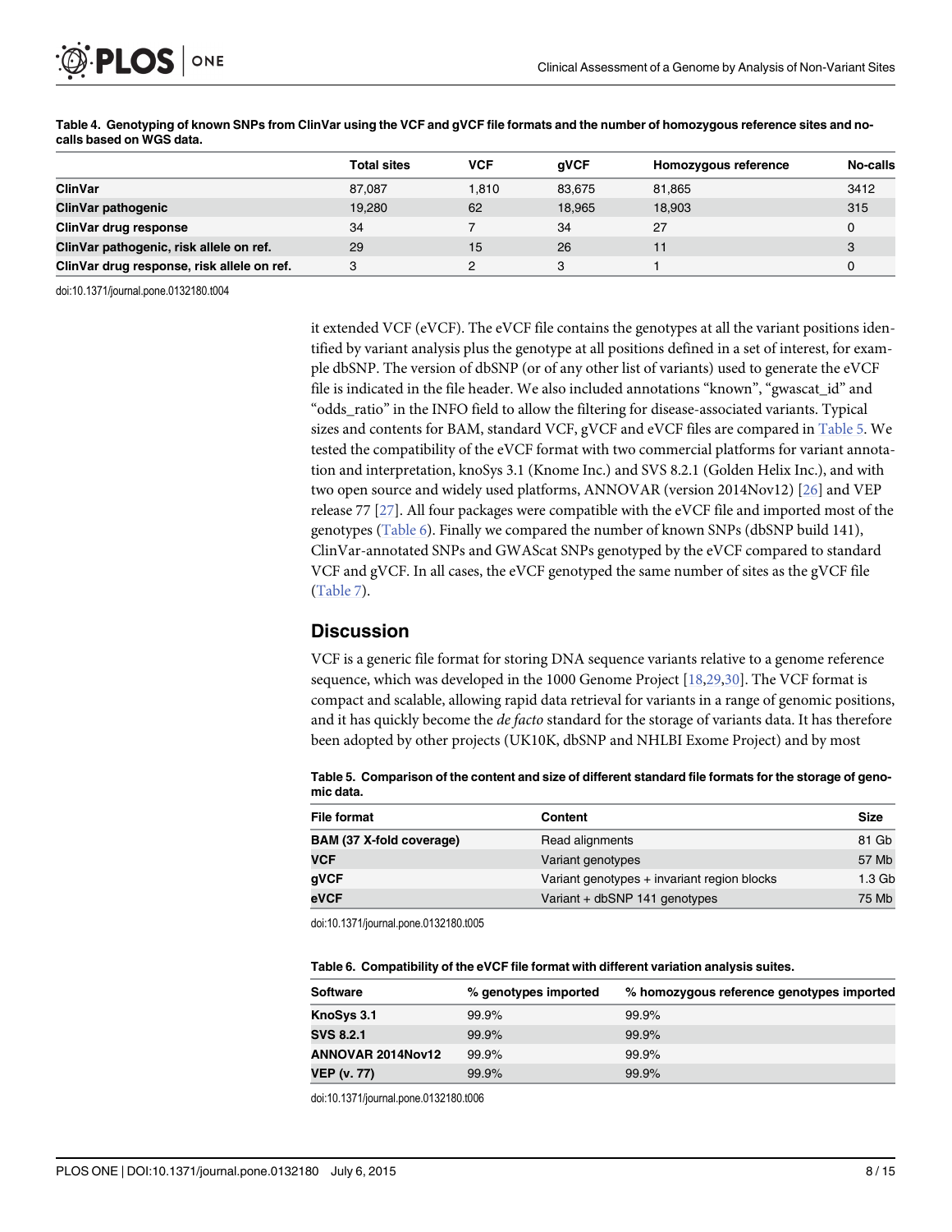**Table 4. Genotyping of known SNPs from ClinVar using the VCF and gVCF file formats and the number of homozygous reference sites and no-calls based on WGS data.**

| | Total sites | VCF | gVCF | Homozygous reference | No-calls |
|---|---|---|---|---|---|
| **ClinVar** | 87,087 | 1,810 | 83,675 | 81,865 | 3412 |
| **ClinVar pathogenic** | 19,280 | 62 | 18,965 | 18,903 | 315 |
| **ClinVar drug response** | 34 | 7 | 34 | 27 | 0 |
| **ClinVar pathogenic, risk allele on ref.** | 29 | 15 | 26 | 11 | 3 |
| **ClinVar drug response, risk allele on ref.** | 3 | 2 | 3 | 1 | 0 |

doi:10.1371/journal.pone.0132180.t004

it extended VCF (eVCF). The eVCF file contains the genotypes at all the variant positions identified by variant analysis plus the genotype at all positions defined in a set of interest, for example dbSNP. The version of dbSNP (or of any other list of variants) used to generate the eVCF file is indicated in the file header. We also included annotations "known", "gwascat_id" and "odds_ratio" in the INFO field to allow the filtering for disease-associated variants. Typical sizes and contents for BAM, standard VCF, gVCF and eVCF files are compared in Table 5. We tested the compatibility of the eVCF format with two commercial platforms for variant annotation and interpretation, knoSys 3.1 (Knome Inc.) and SVS 8.2.1 (Golden Helix Inc.), and with two open source and widely used platforms, ANNOVAR (version 2014Nov12) [26] and VEP release 77 [27]. All four packages were compatible with the eVCF file and imported most of the genotypes (Table 6). Finally we compared the number of known SNPs (dbSNP build 141), ClinVar-annotated SNPs and GWAScat SNPs genotyped by the eVCF compared to standard VCF and gVCF. In all cases, the eVCF genotyped the same number of sites as the gVCF file (Table 7).

## Discussion

VCF is a generic file format for storing DNA sequence variants relative to a genome reference sequence, which was developed in the 1000 Genome Project [18,29,30]. The VCF format is compact and scalable, allowing rapid data retrieval for variants in a range of genomic positions, and it has quickly become the *de facto* standard for the storage of variants data. It has therefore been adopted by other projects (UK10K, dbSNP and NHLBI Exome Project) and by most

**Table 5. Comparison of the content and size of different standard file formats for the storage of genomic data.**

| File format | Content | Size |
|---|---|---|
| **BAM (37 X-fold coverage)** | Read alignments | 81 Gb |
| **VCF** | Variant genotypes | 57 Mb |
| **gVCF** | Variant genotypes + invariant region blocks | 1.3 Gb |
| **eVCF** | Variant + dbSNP 141 genotypes | 75 Mb |

doi:10.1371/journal.pone.0132180.t005

**Table 6. Compatibility of the eVCF file format with different variation analysis suites.**

| Software | % genotypes imported | % homozygous reference genotypes imported |
|---|---|---|
| **KnoSys 3.1** | 99.9% | 99.9% |
| **SVS 8.2.1** | 99.9% | 99.9% |
| **ANNOVAR 2014Nov12** | 99.9% | 99.9% |
| **VEP (v. 77)** | 99.9% | 99.9% |

doi:10.1371/journal.pone.0132180.t006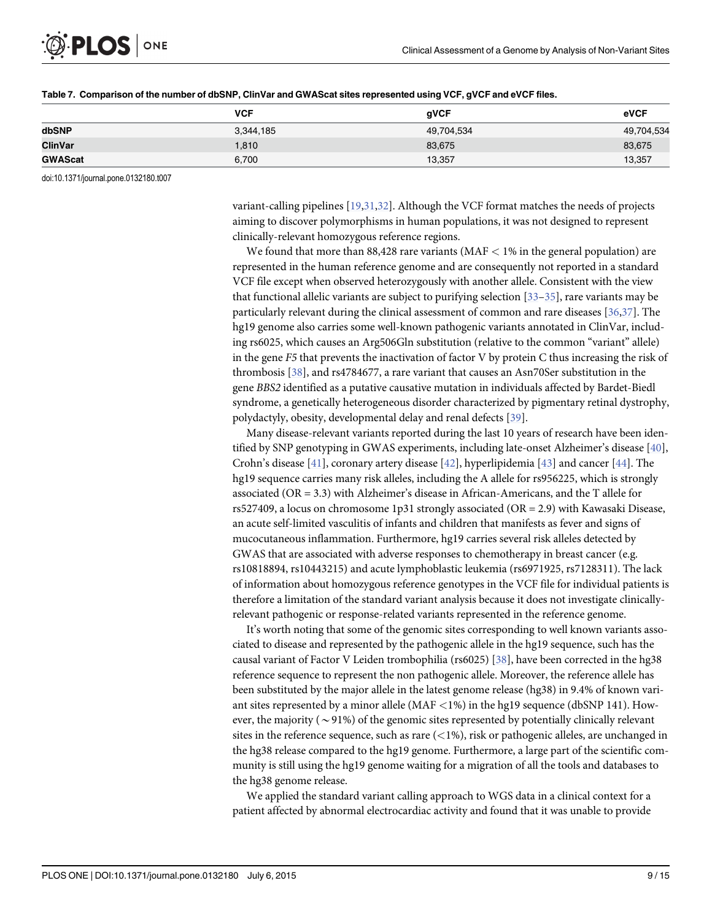**Table 7. Comparison of the number of dbSNP, ClinVar and GWAScat sites represented using VCF, gVCF and eVCF files.**

| | VCF | gVCF | eVCF |
|---|---|---|---|
| **dbSNP** | 3,344,185 | 49,704,534 | 49,704,534 |
| **ClinVar** | 1,810 | 83,675 | 83,675 |
| **GWAScat** | 6,700 | 13,357 | 13,357 |

doi:10.1371/journal.pone.0132180.t007

variant-calling pipelines [19,31,32]. Although the VCF format matches the needs of projects aiming to discover polymorphisms in human populations, it was not designed to represent clinically-relevant homozygous reference regions.

We found that more than 88,428 rare variants (MAF < 1% in the general population) are represented in the human reference genome and are consequently not reported in a standard VCF file except when observed heterozygously with another allele. Consistent with the view that functional allelic variants are subject to purifying selection [33–35], rare variants may be particularly relevant during the clinical assessment of common and rare diseases [36,37]. The hg19 genome also carries some well-known pathogenic variants annotated in ClinVar, including rs6025, which causes an Arg506Gln substitution (relative to the common "variant" allele) in the gene *F5* that prevents the inactivation of factor V by protein C thus increasing the risk of thrombosis [38], and rs4784677, a rare variant that causes an Asn70Ser substitution in the gene *BBS2* identified as a putative causative mutation in individuals affected by Bardet-Biedl syndrome, a genetically heterogeneous disorder characterized by pigmentary retinal dystrophy, polydactyly, obesity, developmental delay and renal defects [39].

Many disease-relevant variants reported during the last 10 years of research have been identified by SNP genotyping in GWAS experiments, including late-onset Alzheimer's disease [40], Crohn's disease [41], coronary artery disease [42], hyperlipidemia [43] and cancer [44]. The hg19 sequence carries many risk alleles, including the A allele for rs956225, which is strongly associated (OR = 3.3) with Alzheimer's disease in African-Americans, and the T allele for rs527409, a locus on chromosome 1p31 strongly associated (OR = 2.9) with Kawasaki Disease, an acute self-limited vasculitis of infants and children that manifests as fever and signs of mucocutaneous inflammation. Furthermore, hg19 carries several risk alleles detected by GWAS that are associated with adverse responses to chemotherapy in breast cancer (e.g. rs10818894, rs10443215) and acute lymphoblastic leukemia (rs6971925, rs7128311). The lack of information about homozygous reference genotypes in the VCF file for individual patients is therefore a limitation of the standard variant analysis because it does not investigate clinically-relevant pathogenic or response-related variants represented in the reference genome.

It's worth noting that some of the genomic sites corresponding to well known variants associated to disease and represented by the pathogenic allele in the hg19 sequence, such has the causal variant of Factor V Leiden trombophilia (rs6025) [38], have been corrected in the hg38 reference sequence to represent the non pathogenic allele. Moreover, the reference allele has been substituted by the major allele in the latest genome release (hg38) in 9.4% of known variant sites represented by a minor allele (MAF <1%) in the hg19 sequence (dbSNP 141). However, the majority ($\sim$91%) of the genomic sites represented by potentially clinically relevant sites in the reference sequence, such as rare (<1%), risk or pathogenic alleles, are unchanged in the hg38 release compared to the hg19 genome. Furthermore, a large part of the scientific community is still using the hg19 genome waiting for a migration of all the tools and databases to the hg38 genome release.

We applied the standard variant calling approach to WGS data in a clinical context for a patient affected by abnormal electrocardiac activity and found that it was unable to provide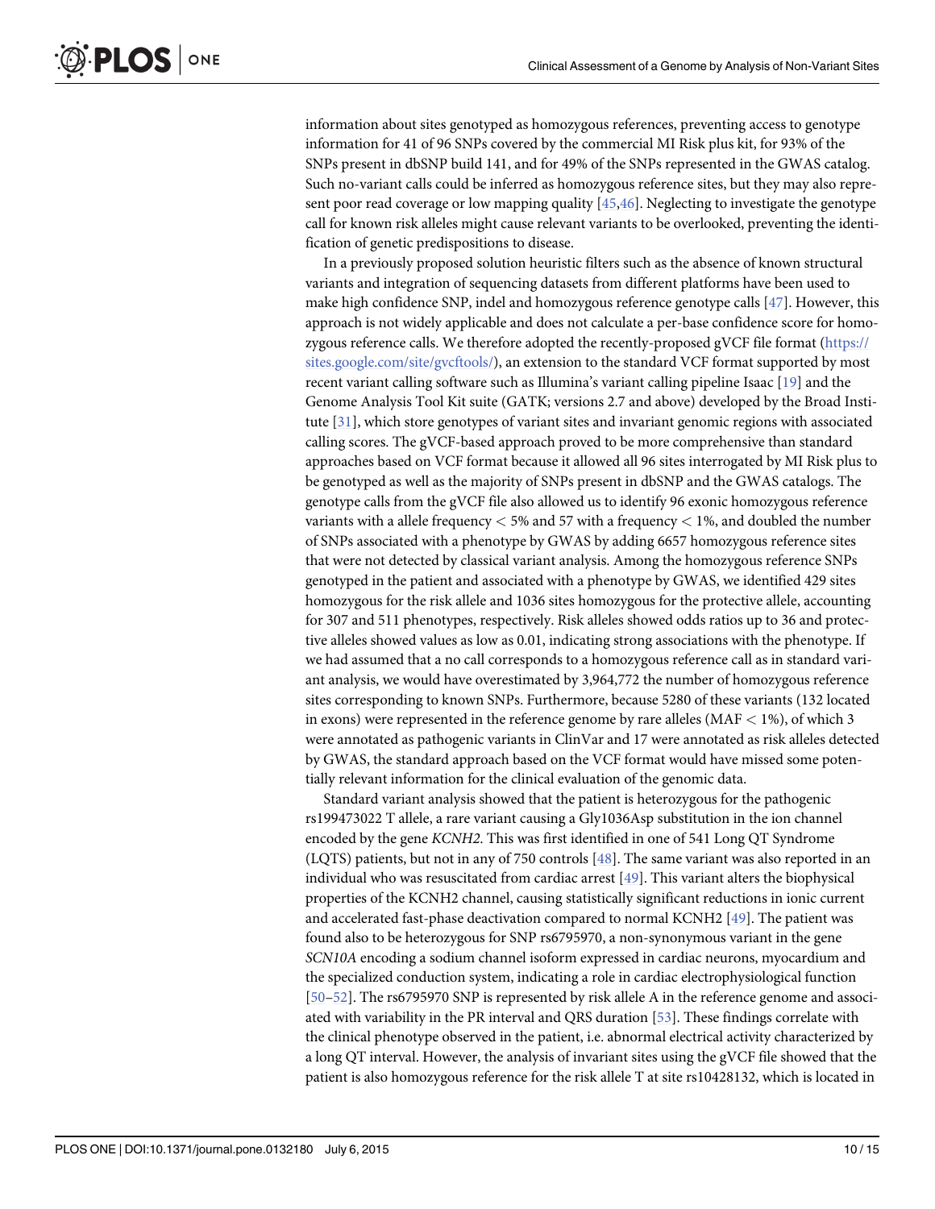information about sites genotyped as homozygous references, preventing access to genotype information for 41 of 96 SNPs covered by the commercial MI Risk plus kit, for 93% of the SNPs present in dbSNP build 141, and for 49% of the SNPs represented in the GWAS catalog. Such no-variant calls could be inferred as homozygous reference sites, but they may also represent poor read coverage or low mapping quality [45,46]. Neglecting to investigate the genotype call for known risk alleles might cause relevant variants to be overlooked, preventing the identification of genetic predispositions to disease.

In a previously proposed solution heuristic filters such as the absence of known structural variants and integration of sequencing datasets from different platforms have been used to make high confidence SNP, indel and homozygous reference genotype calls [47]. However, this approach is not widely applicable and does not calculate a per-base confidence score for homozygous reference calls. We therefore adopted the recently-proposed gVCF file format (https://sites.google.com/site/gvcftools/), an extension to the standard VCF format supported by most recent variant calling software such as Illumina's variant calling pipeline Isaac [19] and the Genome Analysis Tool Kit suite (GATK; versions 2.7 and above) developed by the Broad Institute [31], which store genotypes of variant sites and invariant genomic regions with associated calling scores. The gVCF-based approach proved to be more comprehensive than standard approaches based on VCF format because it allowed all 96 sites interrogated by MI Risk plus to be genotyped as well as the majority of SNPs present in dbSNP and the GWAS catalogs. The genotype calls from the gVCF file also allowed us to identify 96 exonic homozygous reference variants with a allele frequency $< 5\%$ and 57 with a frequency $< 1\%$, and doubled the number of SNPs associated with a phenotype by GWAS by adding 6657 homozygous reference sites that were not detected by classical variant analysis. Among the homozygous reference SNPs genotyped in the patient and associated with a phenotype by GWAS, we identified 429 sites homozygous for the risk allele and 1036 sites homozygous for the protective allele, accounting for 307 and 511 phenotypes, respectively. Risk alleles showed odds ratios up to 36 and protective alleles showed values as low as 0.01, indicating strong associations with the phenotype. If we had assumed that a no call corresponds to a homozygous reference call as in standard variant analysis, we would have overestimated by 3,964,772 the number of homozygous reference sites corresponding to known SNPs. Furthermore, because 5280 of these variants (132 located in exons) were represented in the reference genome by rare alleles (MAF $< 1\%$), of which 3 were annotated as pathogenic variants in ClinVar and 17 were annotated as risk alleles detected by GWAS, the standard approach based on the VCF format would have missed some potentially relevant information for the clinical evaluation of the genomic data.

Standard variant analysis showed that the patient is heterozygous for the pathogenic rs199473022 T allele, a rare variant causing a Gly1036Asp substitution in the ion channel encoded by the gene *KCNH2*. This was first identified in one of 541 Long QT Syndrome (LQTS) patients, but not in any of 750 controls [48]. The same variant was also reported in an individual who was resuscitated from cardiac arrest [49]. This variant alters the biophysical properties of the KCNH2 channel, causing statistically significant reductions in ionic current and accelerated fast-phase deactivation compared to normal KCNH2 [49]. The patient was found also to be heterozygous for SNP rs6795970, a non-synonymous variant in the gene *SCN10A* encoding a sodium channel isoform expressed in cardiac neurons, myocardium and the specialized conduction system, indicating a role in cardiac electrophysiological function [50–52]. The rs6795970 SNP is represented by risk allele A in the reference genome and associated with variability in the PR interval and QRS duration [53]. These findings correlate with the clinical phenotype observed in the patient, i.e. abnormal electrical activity characterized by a long QT interval. However, the analysis of invariant sites using the gVCF file showed that the patient is also homozygous reference for the risk allele T at site rs10428132, which is located in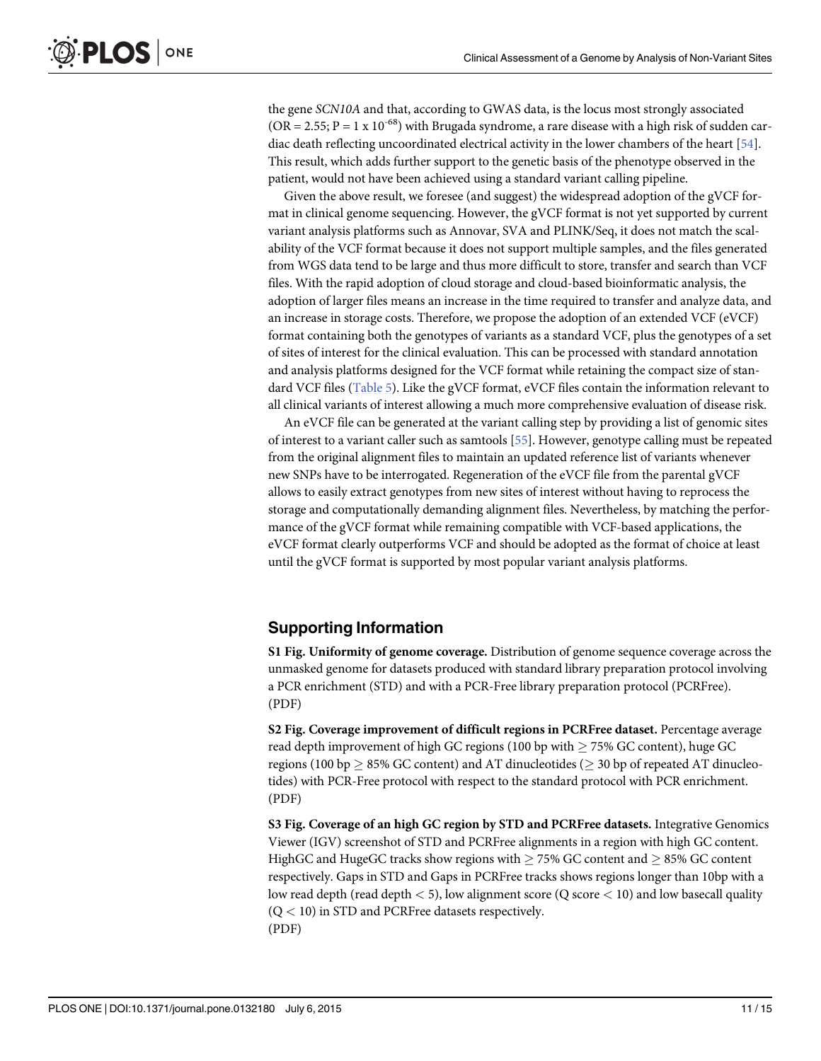the gene *SCN10A* and that, according to GWAS data, is the locus most strongly associated (OR = 2.55; P = $1 \times 10^{-68}$) with Brugada syndrome, a rare disease with a high risk of sudden cardiac death reflecting uncoordinated electrical activity in the lower chambers of the heart [54]. This result, which adds further support to the genetic basis of the phenotype observed in the patient, would not have been achieved using a standard variant calling pipeline.

Given the above result, we foresee (and suggest) the widespread adoption of the gVCF format in clinical genome sequencing. However, the gVCF format is not yet supported by current variant analysis platforms such as Annovar, SVA and PLINK/Seq, it does not match the scalability of the VCF format because it does not support multiple samples, and the files generated from WGS data tend to be large and thus more difficult to store, transfer and search than VCF files. With the rapid adoption of cloud storage and cloud-based bioinformatic analysis, the adoption of larger files means an increase in the time required to transfer and analyze data, and an increase in storage costs. Therefore, we propose the adoption of an extended VCF (eVCF) format containing both the genotypes of variants as a standard VCF, plus the genotypes of a set of sites of interest for the clinical evaluation. This can be processed with standard annotation and analysis platforms designed for the VCF format while retaining the compact size of standard VCF files (Table 5). Like the gVCF format, eVCF files contain the information relevant to all clinical variants of interest allowing a much more comprehensive evaluation of disease risk.

An eVCF file can be generated at the variant calling step by providing a list of genomic sites of interest to a variant caller such as samtools [55]. However, genotype calling must be repeated from the original alignment files to maintain an updated reference list of variants whenever new SNPs have to be interrogated. Regeneration of the eVCF file from the parental gVCF allows to easily extract genotypes from new sites of interest without having to reprocess the storage and computationally demanding alignment files. Nevertheless, by matching the performance of the gVCF format while remaining compatible with VCF-based applications, the eVCF format clearly outperforms VCF and should be adopted as the format of choice at least until the gVCF format is supported by most popular variant analysis platforms.

## Supporting Information

**S1 Fig. Uniformity of genome coverage.** Distribution of genome sequence coverage across the unmasked genome for datasets produced with standard library preparation protocol involving a PCR enrichment (STD) and with a PCR-Free library preparation protocol (PCRFree). (PDF)

**S2 Fig. Coverage improvement of difficult regions in PCRFree dataset.** Percentage average read depth improvement of high GC regions (100 bp with $\geq$ 75% GC content), huge GC regions (100 bp $\geq$ 85% GC content) and AT dinucleotides ($\geq$ 30 bp of repeated AT dinucleotides) with PCR-Free protocol with respect to the standard protocol with PCR enrichment. (PDF)

**S3 Fig. Coverage of an high GC region by STD and PCRFree datasets.** Integrative Genomics Viewer (IGV) screenshot of STD and PCRFree alignments in a region with high GC content. HighGC and HugeGC tracks show regions with $\geq$ 75% GC content and $\geq$ 85% GC content respectively. Gaps in STD and Gaps in PCRFree tracks shows regions longer than 10bp with a low read depth (read depth $<$ 5), low alignment score (Q score $<$ 10) and low basecall quality (Q $<$ 10) in STD and PCRFree datasets respectively. (PDF)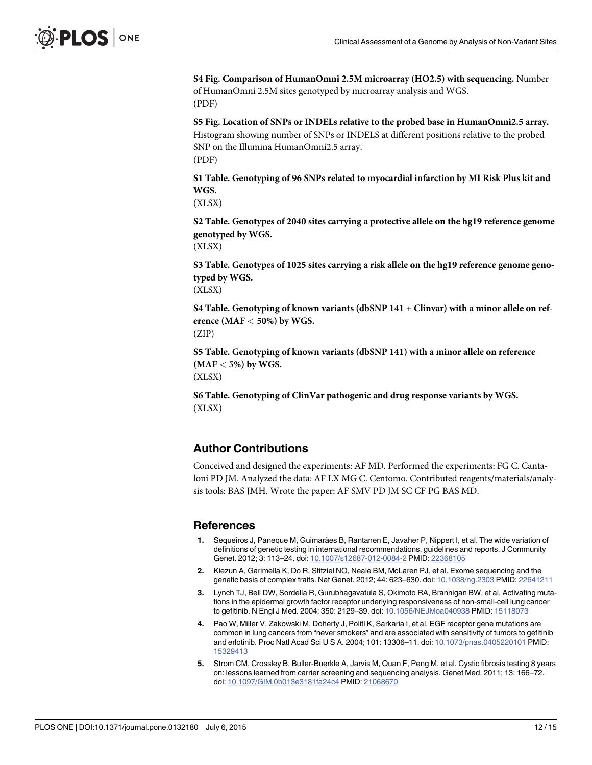**S4 Fig. Comparison of HumanOmni 2.5M microarray (HO2.5) with sequencing.** Number of HumanOmni 2.5M sites genotyped by microarray analysis and WGS.
(PDF)

**S5 Fig. Location of SNPs or INDELs relative to the probed base in HumanOmni2.5 array.** Histogram showing number of SNPs or INDELS at different positions relative to the probed SNP on the Illumina HumanOmni2.5 array.
(PDF)

**S1 Table. Genotyping of 96 SNPs related to myocardial infarction by MI Risk Plus kit and WGS.**
(XLSX)

**S2 Table. Genotypes of 2040 sites carrying a protective allele on the hg19 reference genome genotyped by WGS.**
(XLSX)

**S3 Table. Genotypes of 1025 sites carrying a risk allele on the hg19 reference genome genotyped by WGS.**
(XLSX)

**S4 Table. Genotyping of known variants (dbSNP 141 + Clinvar) with a minor allele on reference (MAF < 50%) by WGS.**
(ZIP)

**S5 Table. Genotyping of known variants (dbSNP 141) with a minor allele on reference (MAF < 5%) by WGS.**
(XLSX)

**S6 Table. Genotyping of ClinVar pathogenic and drug response variants by WGS.**
(XLSX)

## Author Contributions

Conceived and designed the experiments: AF MD. Performed the experiments: FG C. Cantaloni PD JM. Analyzed the data: AF LX MG C. Centomo. Contributed reagents/materials/analysis tools: BAS JMH. Wrote the paper: AF SMV PD JM SC CF PG BAS MD.

## References

1. Sequeiros J, Paneque M, Guimarães B, Rantanen E, Javaher P, Nippert I, et al. The wide variation of definitions of genetic testing in international recommendations, guidelines and reports. J Community Genet. 2012; 3: 113–24. doi: 10.1007/s12687-012-0084-2 PMID: 22368105
2. Kiezun A, Garimella K, Do R, Stitziel NO, Neale BM, McLaren PJ, et al. Exome sequencing and the genetic basis of complex traits. Nat Genet. 2012; 44: 623–630. doi: 10.1038/ng.2303 PMID: 22641211
3. Lynch TJ, Bell DW, Sordella R, Gurubhagavatula S, Okimoto RA, Brannigan BW, et al. Activating mutations in the epidermal growth factor receptor underlying responsiveness of non-small-cell lung cancer to gefitinib. N Engl J Med. 2004; 350: 2129–39. doi: 10.1056/NEJMoa040938 PMID: 15118073
4. Pao W, Miller V, Zakowski M, Doherty J, Politi K, Sarkaria I, et al. EGF receptor gene mutations are common in lung cancers from "never smokers" and are associated with sensitivity of tumors to gefitinib and erlotinib. Proc Natl Acad Sci U S A. 2004; 101: 13306–11. doi: 10.1073/pnas.0405220101 PMID: 15329413
5. Strom CM, Crossley B, Buller-Buerkle A, Jarvis M, Quan F, Peng M, et al. Cystic fibrosis testing 8 years on: lessons learned from carrier screening and sequencing analysis. Genet Med. 2011; 13: 166–72. doi: 10.1097/GIM.0b013e3181fa24c4 PMID: 21068670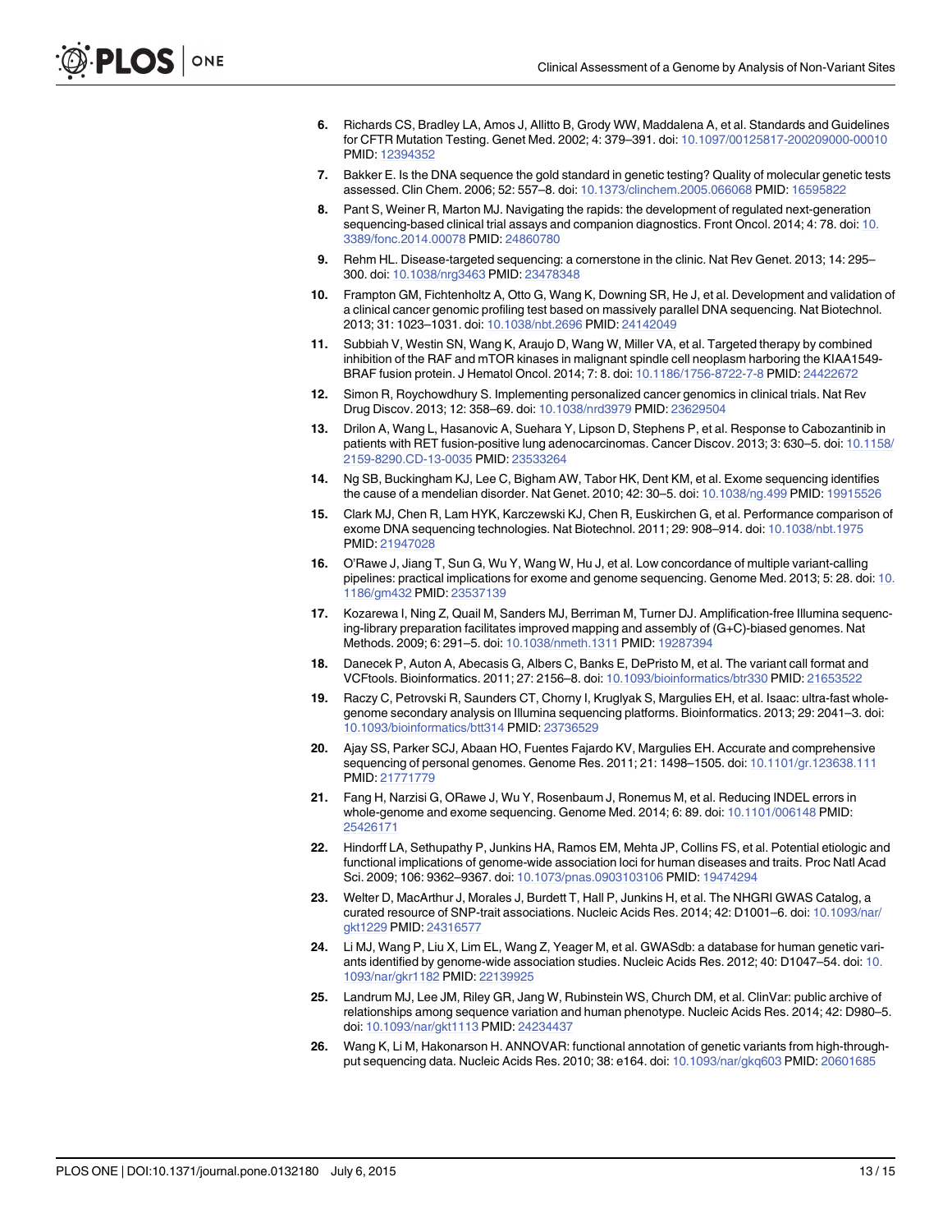6. Richards CS, Bradley LA, Amos J, Allitto B, Grody WW, Maddalena A, et al. Standards and Guidelines for CFTR Mutation Testing. Genet Med. 2002; 4: 379–391. doi: 10.1097/00125817-200209000-00010 PMID: 12394352
7. Bakker E. Is the DNA sequence the gold standard in genetic testing? Quality of molecular genetic tests assessed. Clin Chem. 2006; 52: 557–8. doi: 10.1373/clinchem.2005.066068 PMID: 16595822
8. Pant S, Weiner R, Marton MJ. Navigating the rapids: the development of regulated next-generation sequencing-based clinical trial assays and companion diagnostics. Front Oncol. 2014; 4: 78. doi: 10.3389/fonc.2014.00078 PMID: 24860780
9. Rehm HL. Disease-targeted sequencing: a cornerstone in the clinic. Nat Rev Genet. 2013; 14: 295–300. doi: 10.1038/nrg3463 PMID: 23478348
10. Frampton GM, Fichtenholtz A, Otto G, Wang K, Downing SR, He J, et al. Development and validation of a clinical cancer genomic profiling test based on massively parallel DNA sequencing. Nat Biotechnol. 2013; 31: 1023–1031. doi: 10.1038/nbt.2696 PMID: 24142049
11. Subbiah V, Westin SN, Wang K, Araujo D, Wang W, Miller VA, et al. Targeted therapy by combined inhibition of the RAF and mTOR kinases in malignant spindle cell neoplasm harboring the KIAA1549-BRAF fusion protein. J Hematol Oncol. 2014; 7: 8. doi: 10.1186/1756-8722-7-8 PMID: 24422672
12. Simon R, Roychowdhury S. Implementing personalized cancer genomics in clinical trials. Nat Rev Drug Discov. 2013; 12: 358–69. doi: 10.1038/nrd3979 PMID: 23629504
13. Drilon A, Wang L, Hasanovic A, Suehara Y, Lipson D, Stephens P, et al. Response to Cabozantinib in patients with RET fusion-positive lung adenocarcinomas. Cancer Discov. 2013; 3: 630–5. doi: 10.1158/2159-8290.CD-13-0035 PMID: 23533264
14. Ng SB, Buckingham KJ, Lee C, Bigham AW, Tabor HK, Dent KM, et al. Exome sequencing identifies the cause of a mendelian disorder. Nat Genet. 2010; 42: 30–5. doi: 10.1038/ng.499 PMID: 19915526
15. Clark MJ, Chen R, Lam HYK, Karczewski KJ, Chen R, Euskirchen G, et al. Performance comparison of exome DNA sequencing technologies. Nat Biotechnol. 2011; 29: 908–914. doi: 10.1038/nbt.1975 PMID: 21947028
16. O'Rawe J, Jiang T, Sun G, Wu Y, Wang W, Hu J, et al. Low concordance of multiple variant-calling pipelines: practical implications for exome and genome sequencing. Genome Med. 2013; 5: 28. doi: 10.1186/gm432 PMID: 23537139
17. Kozarewa I, Ning Z, Quail M, Sanders MJ, Berriman M, Turner DJ. Amplification-free Illumina sequencing-library preparation facilitates improved mapping and assembly of (G+C)-biased genomes. Nat Methods. 2009; 6: 291–5. doi: 10.1038/nmeth.1311 PMID: 19287394
18. Danecek P, Auton A, Abecasis G, Albers C, Banks E, DePristo M, et al. The variant call format and VCFtools. Bioinformatics. 2011; 27: 2156–8. doi: 10.1093/bioinformatics/btr330 PMID: 21653522
19. Raczy C, Petrovski R, Saunders CT, Chorny I, Kruglyak S, Margulies EH, et al. Isaac: ultra-fast whole-genome secondary analysis on Illumina sequencing platforms. Bioinformatics. 2013; 29: 2041–3. doi: 10.1093/bioinformatics/btt314 PMID: 23736529
20. Ajay SS, Parker SCJ, Abaan HO, Fuentes Fajardo KV, Margulies EH. Accurate and comprehensive sequencing of personal genomes. Genome Res. 2011; 21: 1498–1505. doi: 10.1101/gr.123638.111 PMID: 21771779
21. Fang H, Narzisi G, ORawe J, Wu Y, Rosenbaum J, Ronemus M, et al. Reducing INDEL errors in whole-genome and exome sequencing. Genome Med. 2014; 6: 89. doi: 10.1101/006148 PMID: 25426171
22. Hindorff LA, Sethupathy P, Junkins HA, Ramos EM, Mehta JP, Collins FS, et al. Potential etiologic and functional implications of genome-wide association loci for human diseases and traits. Proc Natl Acad Sci. 2009; 106: 9362–9367. doi: 10.1073/pnas.0903103106 PMID: 19474294
23. Welter D, MacArthur J, Morales J, Burdett T, Hall P, Junkins H, et al. The NHGRI GWAS Catalog, a curated resource of SNP-trait associations. Nucleic Acids Res. 2014; 42: D1001–6. doi: 10.1093/nar/gkt1229 PMID: 24316577
24. Li MJ, Wang P, Liu X, Lim EL, Wang Z, Yeager M, et al. GWASdb: a database for human genetic variants identified by genome-wide association studies. Nucleic Acids Res. 2012; 40: D1047–54. doi: 10.1093/nar/gkr1182 PMID: 22139925
25. Landrum MJ, Lee JM, Riley GR, Jang W, Rubinstein WS, Church DM, et al. ClinVar: public archive of relationships among sequence variation and human phenotype. Nucleic Acids Res. 2014; 42: D980–5. doi: 10.1093/nar/gkt1113 PMID: 24234437
26. Wang K, Li M, Hakonarson H. ANNOVAR: functional annotation of genetic variants from high-throughput sequencing data. Nucleic Acids Res. 2010; 38: e164. doi: 10.1093/nar/gkq603 PMID: 20601685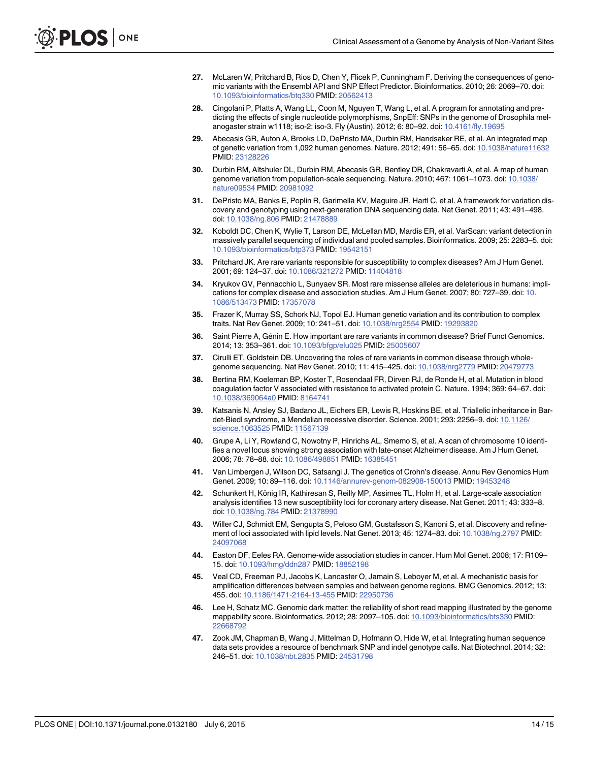27. McLaren W, Pritchard B, Rios D, Chen Y, Flicek P, Cunningham F. Deriving the consequences of genomic variants with the Ensembl API and SNP Effect Predictor. Bioinformatics. 2010; 26: 2069–70. doi: 10.1093/bioinformatics/btq330 PMID: 20562413

28. Cingolani P, Platts A, Wang LL, Coon M, Nguyen T, Wang L, et al. A program for annotating and predicting the effects of single nucleotide polymorphisms, SnpEff: SNPs in the genome of Drosophila melanogaster strain w1118; iso-2; iso-3. Fly (Austin). 2012; 6: 80–92. doi: 10.4161/fly.19695

29. Abecasis GR, Auton A, Brooks LD, DePristo MA, Durbin RM, Handsaker RE, et al. An integrated map of genetic variation from 1,092 human genomes. Nature. 2012; 491: 56–65. doi: 10.1038/nature11632 PMID: 23128226

30. Durbin RM, Altshuler DL, Durbin RM, Abecasis GR, Bentley DR, Chakravarti A, et al. A map of human genome variation from population-scale sequencing. Nature. 2010; 467: 1061–1073. doi: 10.1038/nature09534 PMID: 20981092

31. DePristo MA, Banks E, Poplin R, Garimella KV, Maguire JR, Hartl C, et al. A framework for variation discovery and genotyping using next-generation DNA sequencing data. Nat Genet. 2011; 43: 491–498. doi: 10.1038/ng.806 PMID: 21478889

32. Koboldt DC, Chen K, Wylie T, Larson DE, McLellan MD, Mardis ER, et al. VarScan: variant detection in massively parallel sequencing of individual and pooled samples. Bioinformatics. 2009; 25: 2283–5. doi: 10.1093/bioinformatics/btp373 PMID: 19542151

33. Pritchard JK. Are rare variants responsible for susceptibility to complex diseases? Am J Hum Genet. 2001; 69: 124–37. doi: 10.1086/321272 PMID: 11404818

34. Kryukov GV, Pennacchio L, Sunyaev SR. Most rare missense alleles are deleterious in humans: implications for complex disease and association studies. Am J Hum Genet. 2007; 80: 727–39. doi: 10.1086/513473 PMID: 17357078

35. Frazer K, Murray SS, Schork NJ, Topol EJ. Human genetic variation and its contribution to complex traits. Nat Rev Genet. 2009; 10: 241–51. doi: 10.1038/nrg2554 PMID: 19293820

36. Saint Pierre A, Génin E. How important are rare variants in common disease? Brief Funct Genomics. 2014; 13: 353–361. doi: 10.1093/bfgp/elu025 PMID: 25005607

37. Cirulli ET, Goldstein DB. Uncovering the roles of rare variants in common disease through whole-genome sequencing. Nat Rev Genet. 2010; 11: 415–425. doi: 10.1038/nrg2779 PMID: 20479773

38. Bertina RM, Koeleman BP, Koster T, Rosendaal FR, Dirven RJ, de Ronde H, et al. Mutation in blood coagulation factor V associated with resistance to activated protein C. Nature. 1994; 369: 64–67. doi: 10.1038/369064a0 PMID: 8164741

39. Katsanis N, Ansley SJ, Badano JL, Eichers ER, Lewis R, Hoskins BE, et al. Triallelic inheritance in Bardet-Biedl syndrome, a Mendelian recessive disorder. Science. 2001; 293: 2256–9. doi: 10.1126/science.1063525 PMID: 11567139

40. Grupe A, Li Y, Rowland C, Nowotny P, Hinrichs AL, Smemo S, et al. A scan of chromosome 10 identifies a novel locus showing strong association with late-onset Alzheimer disease. Am J Hum Genet. 2006; 78: 78–88. doi: 10.1086/498851 PMID: 16385451

41. Van Limbergen J, Wilson DC, Satsangi J. The genetics of Crohn's disease. Annu Rev Genomics Hum Genet. 2009; 10: 89–116. doi: 10.1146/annurev-genom-082908-150013 PMID: 19453248

42. Schunkert H, König IR, Kathiresan S, Reilly MP, Assimes TL, Holm H, et al. Large-scale association analysis identifies 13 new susceptibility loci for coronary artery disease. Nat Genet. 2011; 43: 333–8. doi: 10.1038/ng.784 PMID: 21378990

43. Willer CJ, Schmidt EM, Sengupta S, Peloso GM, Gustafsson S, Kanoni S, et al. Discovery and refinement of loci associated with lipid levels. Nat Genet. 2013; 45: 1274–83. doi: 10.1038/ng.2797 PMID: 24097068

44. Easton DF, Eeles RA. Genome-wide association studies in cancer. Hum Mol Genet. 2008; 17: R109–15. doi: 10.1093/hmg/ddn287 PMID: 18852198

45. Veal CD, Freeman PJ, Jacobs K, Lancaster O, Jamain S, Leboyer M, et al. A mechanistic basis for amplification differences between samples and between genome regions. BMC Genomics. 2012; 13: 455. doi: 10.1186/1471-2164-13-455 PMID: 22950736

46. Lee H, Schatz MC. Genomic dark matter: the reliability of short read mapping illustrated by the genome mappability score. Bioinformatics. 2012; 28: 2097–105. doi: 10.1093/bioinformatics/bts330 PMID: 22668792

47. Zook JM, Chapman B, Wang J, Mittelman D, Hofmann O, Hide W, et al. Integrating human sequence data sets provides a resource of benchmark SNP and indel genotype calls. Nat Biotechnol. 2014; 32: 246–51. doi: 10.1038/nbt.2835 PMID: 24531798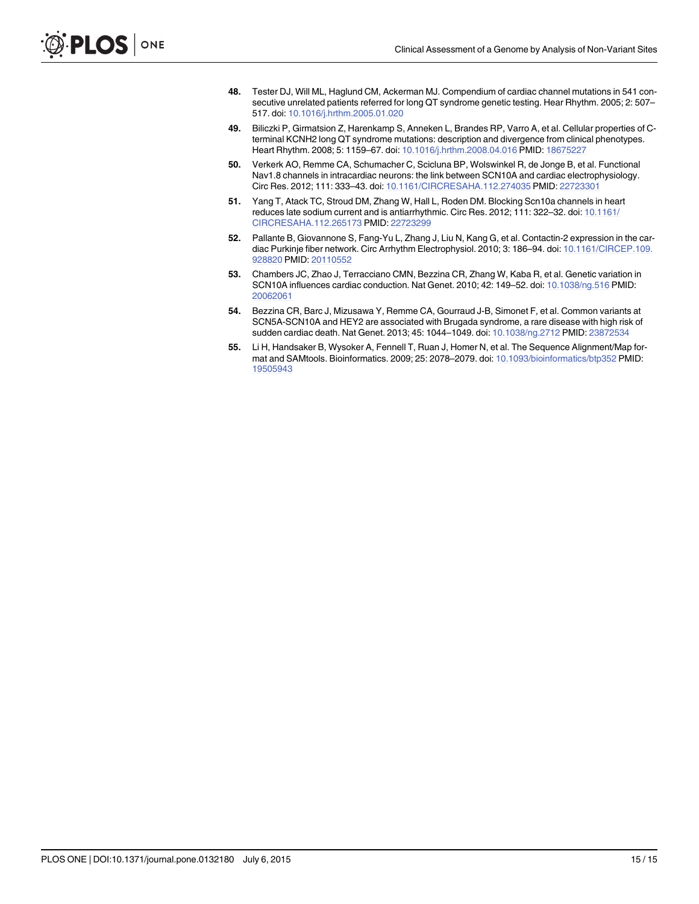48. Tester DJ, Will ML, Haglund CM, Ackerman MJ. Compendium of cardiac channel mutations in 541 consecutive unrelated patients referred for long QT syndrome genetic testing. Hear Rhythm. 2005; 2: 507–517. doi: 10.1016/j.hrthm.2005.01.020

49. Biliczki P, Girmatsion Z, Harenkamp S, Anneken L, Brandes RP, Varro A, et al. Cellular properties of C-terminal KCNH2 long QT syndrome mutations: description and divergence from clinical phenotypes. Heart Rhythm. 2008; 5: 1159–67. doi: 10.1016/j.hrthm.2008.04.016 PMID: 18675227

50. Verkerk AO, Remme CA, Schumacher C, Scicluna BP, Wolswinkel R, de Jonge B, et al. Functional Nav1.8 channels in intracardiac neurons: the link between SCN10A and cardiac electrophysiology. Circ Res. 2012; 111: 333–43. doi: 10.1161/CIRCRESAHA.112.274035 PMID: 22723301

51. Yang T, Atack TC, Stroud DM, Zhang W, Hall L, Roden DM. Blocking Scn10a channels in heart reduces late sodium current and is antiarrhythmic. Circ Res. 2012; 111: 322–32. doi: 10.1161/CIRCRESAHA.112.265173 PMID: 22723299

52. Pallante B, Giovannone S, Fang-Yu L, Zhang J, Liu N, Kang G, et al. Contactin-2 expression in the cardiac Purkinje fiber network. Circ Arrhythm Electrophysiol. 2010; 3: 186–94. doi: 10.1161/CIRCEP.109.928820 PMID: 20110552

53. Chambers JC, Zhao J, Terracciano CMN, Bezzina CR, Zhang W, Kaba R, et al. Genetic variation in SCN10A influences cardiac conduction. Nat Genet. 2010; 42: 149–52. doi: 10.1038/ng.516 PMID: 20062061

54. Bezzina CR, Barc J, Mizusawa Y, Remme CA, Gourraud J-B, Simonet F, et al. Common variants at SCN5A-SCN10A and HEY2 are associated with Brugada syndrome, a rare disease with high risk of sudden cardiac death. Nat Genet. 2013; 45: 1044–1049. doi: 10.1038/ng.2712 PMID: 23872534

55. Li H, Handsaker B, Wysoker A, Fennell T, Ruan J, Homer N, et al. The Sequence Alignment/Map format and SAMtools. Bioinformatics. 2009; 25: 2078–2079. doi: 10.1093/bioinformatics/btp352 PMID: 19505943